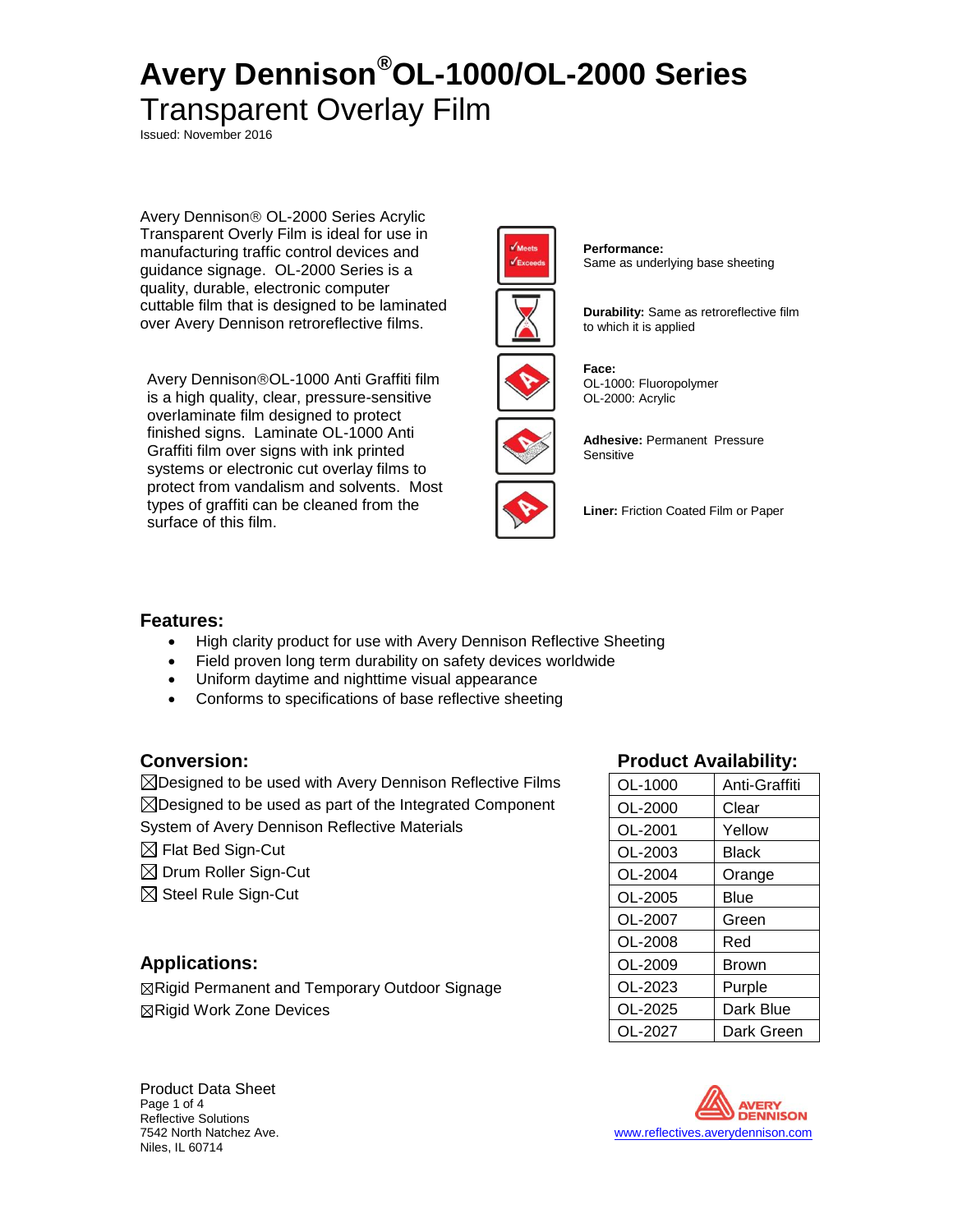# Avery Dennison® OL-1000/OL-2000 Series

## Transparent Overlay Film

Issued: November 2016

Avery Dennison® OL-2000 Series Acrylic Transparent Overly Film is ideal for use in manufacturing traffic control devices and guidance signage. OL-2000 Series is a quality, durable, electronic computer cuttable film that is designed to be laminated over Avery Dennison retroreflective films.

Avery Dennison®OL-1000 Anti Graffiti film is a high quality, clear, pressure-sensitive overlaminate film designed to protect finished signs. Laminate OL-1000 Anti Graffiti film over signs with ink printed systems or electronic cut overlay films to protect from vandalism and solvents. Most types of graffiti can be cleaned from the surface of this film.

**Performance:** Same as underlying base sheeting

**Durability:** Same as retroreflective film to which it is applied

**Face:**
OL-1000: Fluoropolymer
OL-2000: Acrylic

**Adhesive:** Permanent Pressure Sensitive

**Liner:** Friction Coated Film or Paper

### Features:

- High clarity product for use with Avery Dennison Reflective Sheeting
- Field proven long term durability on safety devices worldwide
- Uniform daytime and nighttime visual appearance
- Conforms to specifications of base reflective sheeting

### Conversion:

☒Designed to be used with Avery Dennison Reflective Films
☒Designed to be used as part of the Integrated Component System of Avery Dennison Reflective Materials
☒ Flat Bed Sign-Cut
☒ Drum Roller Sign-Cut
☒ Steel Rule Sign-Cut

### Applications:

☒Rigid Permanent and Temporary Outdoor Signage
☒Rigid Work Zone Devices

### Product Availability:

| Product | Color |
|---|---|
| OL-1000 | Anti-Graffiti |
| OL-2000 | Clear |
| OL-2001 | Yellow |
| OL-2003 | Black |
| OL-2004 | Orange |
| OL-2005 | Blue |
| OL-2007 | Green |
| OL-2008 | Red |
| OL-2009 | Brown |
| OL-2023 | Purple |
| OL-2025 | Dark Blue |
| OL-2027 | Dark Green |

Product Data Sheet
Reflective Solutions
7542 North Natchez Ave.
Niles, IL 60714

www.reflectives.averydennison.com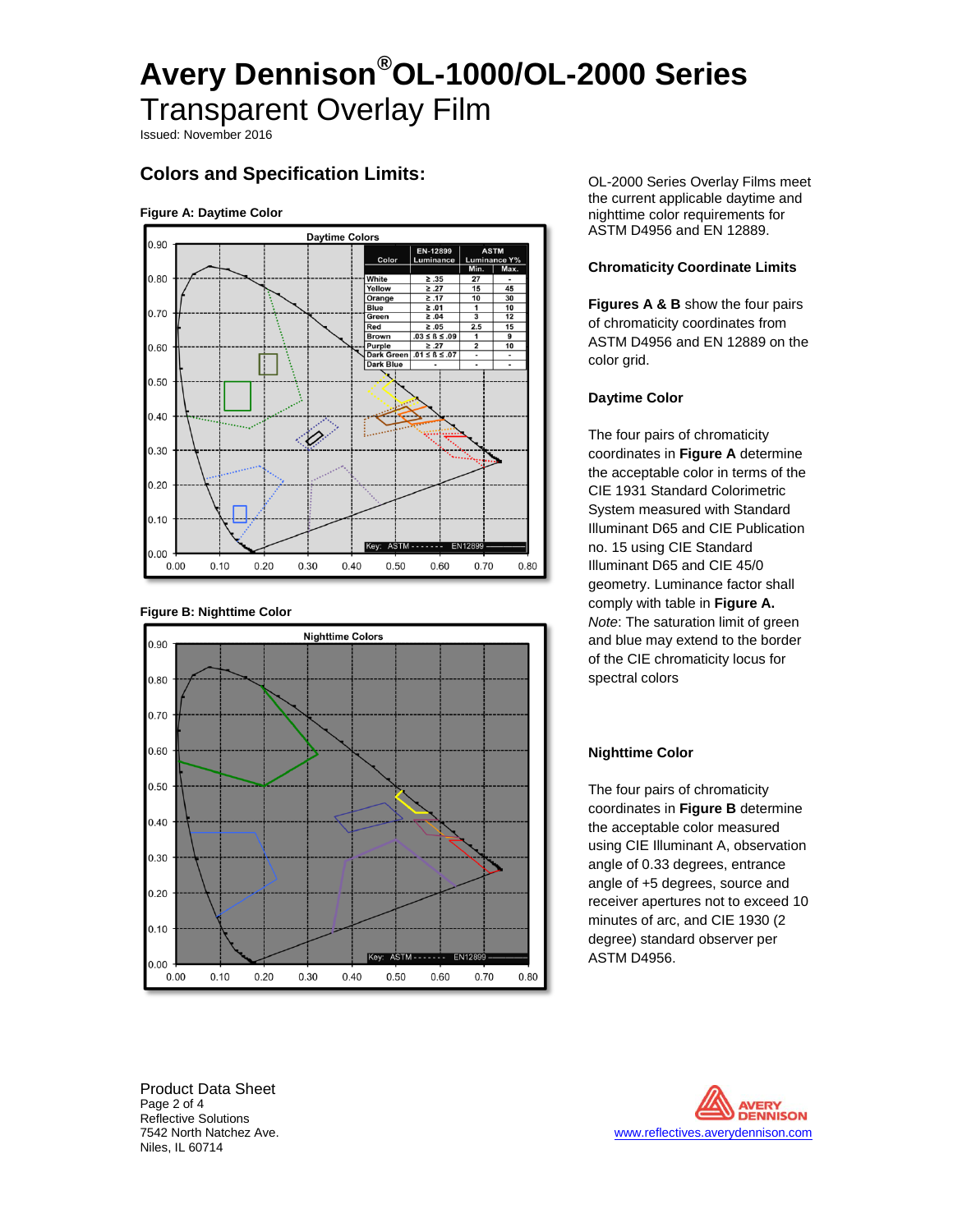# Avery Dennison®OL-1000/OL-2000 Series

## Transparent Overlay Film

Issued: November 2016

## Colors and Specification Limits:

**Figure A: Daytime Color**

Daytime Colors

| Color | EN-12899 Luminance | ASTM Luminance Y% | |
|---|---|---|---|
| | | Min. | Max. |
| White | ≥ .35 | 27 | - |
| Yellow | ≥ .27 | 15 | 45 |
| Orange | ≥ .17 | 10 | 30 |
| Blue | ≥ .01 | 1 | 10 |
| Green | ≥ .04 | 3 | 12 |
| Red | ≥ .05 | 2.5 | 15 |
| Brown | .03 ≤ ß ≤ .09 | 1 | 9 |
| Purple | ≥ .27 | 2 | 10 |
| Dark Green | .01 ≤ ß ≤ .07 | - | - |
| Dark Blue | - | - | - |

Key: ASTM ------- EN12899 ———

**Figure B: Nighttime Color**

Nighttime Colors

Key: ASTM ------- EN12899 ———

OL-2000 Series Overlay Films meet the current applicable daytime and nighttime color requirements for ASTM D4956 and EN 12889.

### Chromaticity Coordinate Limits

**Figures A & B** show the four pairs of chromaticity coordinates from ASTM D4956 and EN 12889 on the color grid.

### Daytime Color

The four pairs of chromaticity coordinates in **Figure A** determine the acceptable color in terms of the CIE 1931 Standard Colorimetric System measured with Standard Illuminant D65 and CIE Publication no. 15 using CIE Standard Illuminant D65 and CIE 45/0 geometry. Luminance factor shall comply with table in **Figure A.** *Note*: The saturation limit of green and blue may extend to the border of the CIE chromaticity locus for spectral colors

### Nighttime Color

The four pairs of chromaticity coordinates in **Figure B** determine the acceptable color measured using CIE Illuminant A, observation angle of 0.33 degrees, entrance angle of +5 degrees, source and receiver apertures not to exceed 10 minutes of arc, and CIE 1930 (2 degree) standard observer per ASTM D4956.

Product Data Sheet
Reflective Solutions
7542 North Natchez Ave.
Niles, IL 60714

www.reflectives.averydennison.com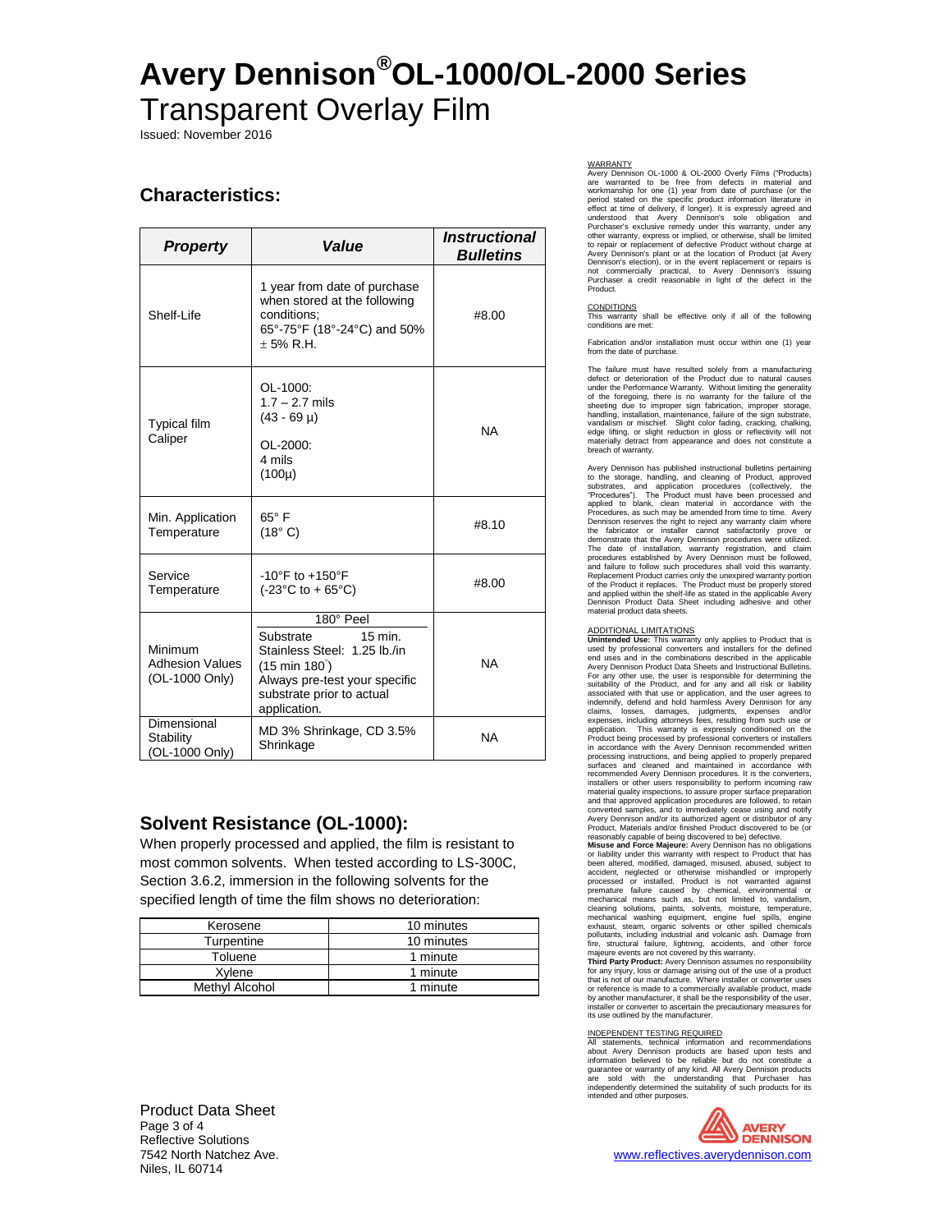# Avery Dennison® OL-1000/OL-2000 Series

## Transparent Overlay Film

Issued: November 2016

## Characteristics:

| *Property* | *Value* | *Instructional Bulletins* |
|---|---|---|
| Shelf-Life | 1 year from date of purchase when stored at the following conditions; 65°-75°F (18°-24°C) and 50% ± 5% R.H. | #8.00 |
| Typical film Caliper | OL-1000: 1.7 – 2.7 mils (43 - 69 µ) OL-2000: 4 mils (100µ) | NA |
| Min. Application Temperature | 65° F (18° C) | #8.10 |
| Service Temperature | -10°F to +150°F (-23°C to + 65°C) | #8.00 |
| Minimum Adhesion Values (OL-1000 Only) | 180° Peel<br>Substrate 15 min.<br>Stainless Steel: 1.25 lb./in (15 min 180°)<br>Always pre-test your specific substrate prior to actual application. | NA |
| Dimensional Stability (OL-1000 Only) | MD 3% Shrinkage, CD 3.5% Shrinkage | NA |

## Solvent Resistance (OL-1000):

When properly processed and applied, the film is resistant to most common solvents. When tested according to LS-300C, Section 3.6.2, immersion in the following solvents for the specified length of time the film shows no deterioration:

| Kerosene | 10 minutes |
|---|---|
| Turpentine | 10 minutes |
| Toluene | 1 minute |
| Xylene | 1 minute |
| Methyl Alcohol | 1 minute |

WARRANTY

Avery Dennison OL-1000 & OL-2000 Overly Films ("Products) are warranted to be free from defects in material and workmanship for one (1) year from date of purchase (or the period stated on the specific product information literature in effect at time of delivery, if longer). It is expressly agreed and understood that Avery Dennison's sole obligation and Purchaser's exclusive remedy under this warranty, under any other warranty, express or implied, or otherwise, shall be limited to repair or replacement of defective Product without charge at Avery Dennison's plant or at the location of Product (at Avery Dennison's election), or in the event replacement or repairs is not commercially practical, to Avery Dennison's issuing Purchaser a credit reasonable in light of the defect in the Product.

CONDITIONS

This warranty shall be effective only if all of the following conditions are met:

Fabrication and/or installation must occur within one (1) year from the date of purchase.

The failure must have resulted solely from a manufacturing defect or deterioration of the Product due to natural causes under the Performance Warranty. Without limiting the generality of the foregoing, there is no warranty for the failure of the sheeting due to improper sign fabrication, improper storage, handling, installation, maintenance, failure of the sign substrate, vandalism or mischief. Slight color fading, cracking, chalking, edge lifting, or slight reduction in gloss or reflectivity will not materially detract from appearance and does not constitute a breach of warranty.

Avery Dennison has published instructional bulletins pertaining to the storage, handling, and cleaning of Product, approved substrates, and application procedures (collectively, the "Procedures"). The Product must have been processed and applied to blank, clean material in accordance with the Procedures, as such may be amended from time to time. Avery Dennison reserves the right to reject any warranty claim where the fabricator or installer cannot satisfactorily prove or demonstrate that the Avery Dennison procedures were utilized. The date of installation, warranty registration, and claim procedures established by Avery Dennison must be followed, and failure to follow such procedures shall void this warranty. Replacement Product carries only the unexpired warranty portion of the Product it replaces. The Product must be properly stored and applied within the shelf-life as stated in the applicable Avery Dennison Product Data Sheet including adhesive and other material product data sheets.

ADDITIONAL LIMITATIONS

**Unintended Use:** This warranty only applies to Product that is used by professional converters and installers for the defined end uses and in the combinations described in the applicable Avery Dennison Product Data Sheets and Instructional Bulletins. For any other use, the user is responsible for determining the suitability of the Product, and for any and all risk or liability associated with that use or application, and the user agrees to indemnify, defend and hold harmless Avery Dennison for any claims, losses, damages, judgments, expenses and/or expenses, including attorneys fees, resulting from such use or application. This warranty is expressly conditioned on the Product being processed by professional converters or installers in accordance with the Avery Dennison recommended written processing instructions, and being applied to properly prepared surfaces and cleaned and maintained in accordance with recommended Avery Dennison procedures. It is the converters, installers or other users responsibility to perform incoming raw material quality inspections, to assure proper surface preparation and that approved application procedures are followed, to retain converted samples, and to immediately cease using and notify Avery Dennison and/or its authorized agent or distributor of any Product, Materials and/or finished Product discovered to be (or reasonably capable of being discovered to be) defective.

**Misuse and Force Majeure:** Avery Dennison has no obligations or liability under this warranty with respect to Product that has been altered, modified, damaged, misused, abused, subject to accident, neglected or otherwise mishandled or improperly processed or installed. Product is not warranted against premature failure caused by chemical, environmental or mechanical means such as, but not limited to, vandalism, cleaning solutions, paints, solvents, moisture, temperature, mechanical washing equipment, engine fuel spills, engine exhaust, steam, organic solvents or other spilled chemicals pollutants, including industrial and volcanic ash. Damage from fire, structural failure, lightning, accidents, and other force majeure events are not covered by this warranty.

**Third Party Product:** Avery Dennison assumes no responsibility for any injury, loss or damage arising out of the use of a product that is not of our manufacture. Where installer or converter uses or reference is made to a commercially available product, made by another manufacturer, it shall be the responsibility of the user, installer or converter to ascertain the precautionary measures for its use outlined by the manufacturer.

INDEPENDENT TESTING REQUIRED

All statements, technical information and recommendations about Avery Dennison products are based upon tests and information believed to be reliable but do not constitute a guarantee or warranty of any kind. All Avery Dennison products are sold with the understanding that Purchaser has independently determined the suitability of such products for its intended and other purposes.

Product Data Sheet
Reflective Solutions
7542 North Natchez Ave.
Niles, IL 60714

www.reflectives.averydennison.com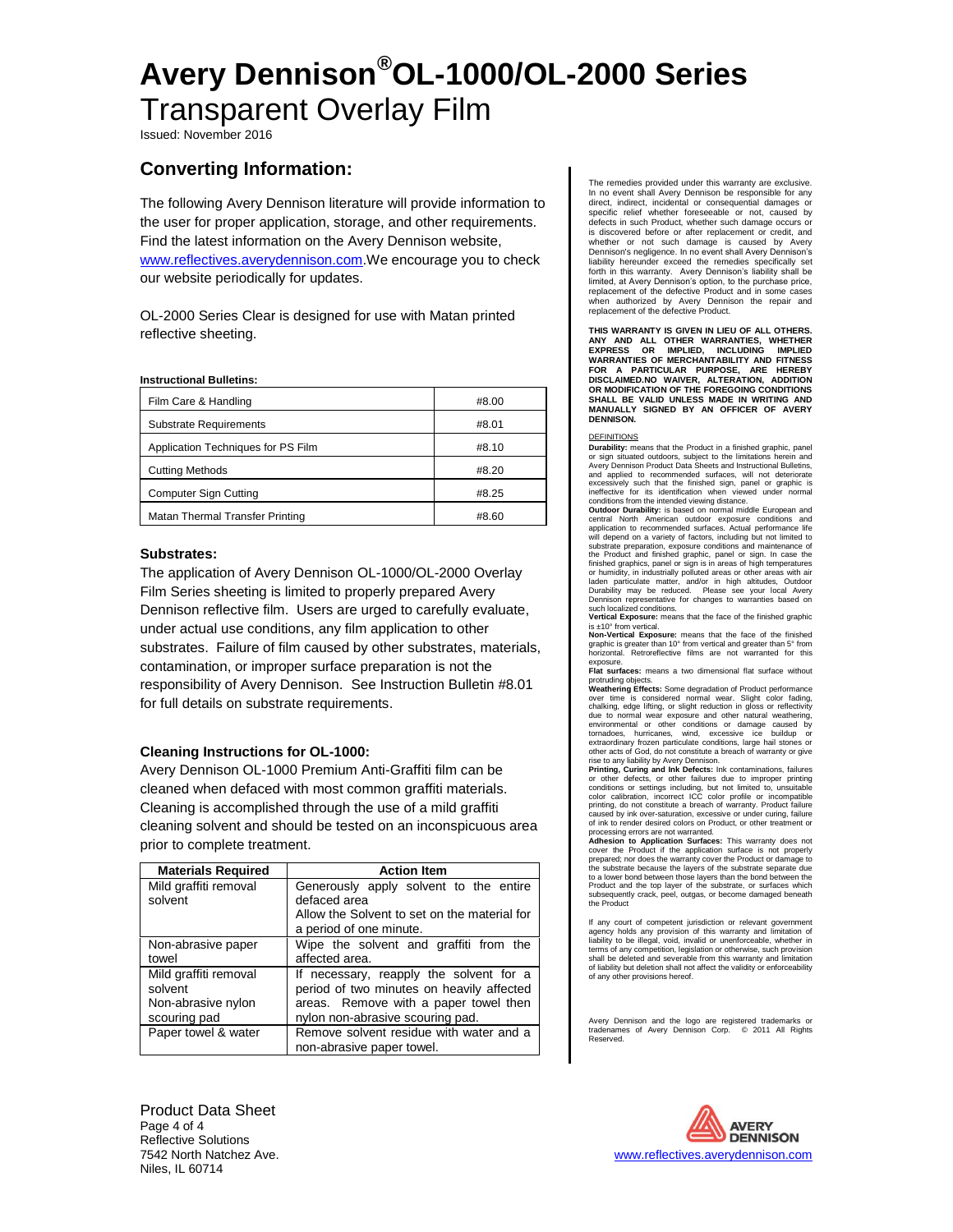# Avery Dennison®OL-1000/OL-2000 Series

Transparent Overlay Film

Issued: November 2016

## Converting Information:

The following Avery Dennison literature will provide information to the user for proper application, storage, and other requirements. Find the latest information on the Avery Dennison website, www.reflectives.averydennison.com.We encourage you to check our website periodically for updates.

OL-2000 Series Clear is designed for use with Matan printed reflective sheeting.

**Instructional Bulletins:**

| | |
|---|---|
| Film Care & Handling | #8.00 |
| Substrate Requirements | #8.01 |
| Application Techniques for PS Film | #8.10 |
| Cutting Methods | #8.20 |
| Computer Sign Cutting | #8.25 |
| Matan Thermal Transfer Printing | #8.60 |

### Substrates:

The application of Avery Dennison OL-1000/OL-2000 Overlay Film Series sheeting is limited to properly prepared Avery Dennison reflective film. Users are urged to carefully evaluate, under actual use conditions, any film application to other substrates. Failure of film caused by other substrates, materials, contamination, or improper surface preparation is not the responsibility of Avery Dennison. See Instruction Bulletin #8.01 for full details on substrate requirements.

### Cleaning Instructions for OL-1000:

Avery Dennison OL-1000 Premium Anti-Graffiti film can be cleaned when defaced with most common graffiti materials. Cleaning is accomplished through the use of a mild graffiti cleaning solvent and should be tested on an inconspicuous area prior to complete treatment.

| Materials Required | Action Item |
|---|---|
| Mild graffiti removal solvent | Generously apply solvent to the entire defaced area<br>Allow the Solvent to set on the material for a period of one minute. |
| Non-abrasive paper towel | Wipe the solvent and graffiti from the affected area. |
| Mild graffiti removal solvent<br>Non-abrasive nylon scouring pad | If necessary, reapply the solvent for a period of two minutes on heavily affected areas. Remove with a paper towel then nylon non-abrasive scouring pad. |
| Paper towel & water | Remove solvent residue with water and a non-abrasive paper towel. |

The remedies provided under this warranty are exclusive. In no event shall Avery Dennison be responsible for any direct, indirect, incidental or consequential damages or specific relief whether foreseeable or not, caused by defects in such Product, whether such damage occurs or is discovered before or after replacement or credit, and whether or not such damage is caused by Avery Dennison's negligence. In no event shall Avery Dennison's liability hereunder exceed the remedies specifically set forth in this warranty. Avery Dennison's liability shall be limited, at Avery Dennison's option, to the purchase price, replacement of the defective Product and in some cases when authorized by Avery Dennison the repair and replacement of the defective Product.

**THIS WARRANTY IS GIVEN IN LIEU OF ALL OTHERS. ANY AND ALL OTHER WARRANTIES, WHETHER EXPRESS OR IMPLIED, INCLUDING IMPLIED WARRANTIES OF MERCHANTABILITY AND FITNESS FOR A PARTICULAR PURPOSE, ARE HEREBY DISCLAIMED.NO WAIVER, ALTERATION, ADDITION OR MODIFICATION OF THE FOREGOING CONDITIONS SHALL BE VALID UNLESS MADE IN WRITING AND MANUALLY SIGNED BY AN OFFICER OF AVERY DENNISON.**

DEFINITIONS

**Durability:** means that the Product in a finished graphic, panel or sign situated outdoors, subject to the limitations herein and Avery Dennison Product Data Sheets and Instructional Bulletins, and applied to recommended surfaces, will not deteriorate excessively such that the finished sign, panel or graphic is ineffective for its identification when viewed under normal conditions from the intended viewing distance.

**Outdoor Durability:** is based on normal middle European and central North American outdoor exposure conditions and application to recommended surfaces. Actual performance life will depend on a variety of factors, including but not limited to substrate preparation, exposure conditions and maintenance of the Product and finished graphic, panel or sign. In case the finished graphics, panel or sign is in areas of high temperatures or humidity, in industrially polluted areas or other areas with air laden particulate matter, and/or in high altitudes, Outdoor Durability may be reduced. Please see your local Avery Dennison representative for changes to warranties based on such localized conditions.

**Vertical Exposure:** means that the face of the finished graphic is ±10° from vertical.

**Non-Vertical Exposure:** means that the face of the finished graphic is greater than 10° from vertical and greater than 5° from horizontal. Retroreflective films are not warranted for this exposure.

**Flat surfaces:** means a two dimensional flat surface without protruding objects.

**Weathering Effects:** Some degradation of Product performance over time is considered normal wear. Slight color fading, chalking, edge lifting, or slight reduction in gloss or reflectivity due to normal wear exposure and other natural weathering, environmental or other conditions or damage caused by tornadoes, hurricanes, wind, excessive ice buildup or extraordinary frozen particulate conditions, large hail stones or other acts of God, do not constitute a breach of warranty or give rise to any liability by Avery Dennison.

**Printing, Curing and Ink Defects:** Ink contaminations, failures or other defects, or other failures due to improper printing conditions or settings including, but not limited to, unsuitable color calibration, incorrect ICC color profile or incompatible printing, do not constitute a breach of warranty. Product failure caused by ink over-saturation, excessive or under curing, failure of ink to render desired colors on Product, or other treatment or processing errors are not warranted.

**Adhesion to Application Surfaces:** This warranty does not cover the Product if the application surface is not properly prepared; nor does the warranty cover the Product or damage to the substrate because the layers of the substrate separate due to a lower bond between those layers than the bond between the Product and the top layer of the substrate, or surfaces which subsequently crack, peel, outgas, or become damaged beneath the Product

If any court of competent jurisdiction or relevant government agency holds any provision of this warranty and limitation of liability to be illegal, void, invalid or unenforceable, whether in terms of any competition, legislation or otherwise, such provision shall be deleted and severable from this warranty and limitation of liability but deletion shall not affect the validity or enforceability of any other provisions hereof.

Avery Dennison and the logo are registered trademarks or tradenames of Avery Dennison Corp. © 2011 All Rights Reserved.

Product Data Sheet

Reflective Solutions
7542 North Natchez Ave.
Niles, IL 60714

www.reflectives.averydennison.com